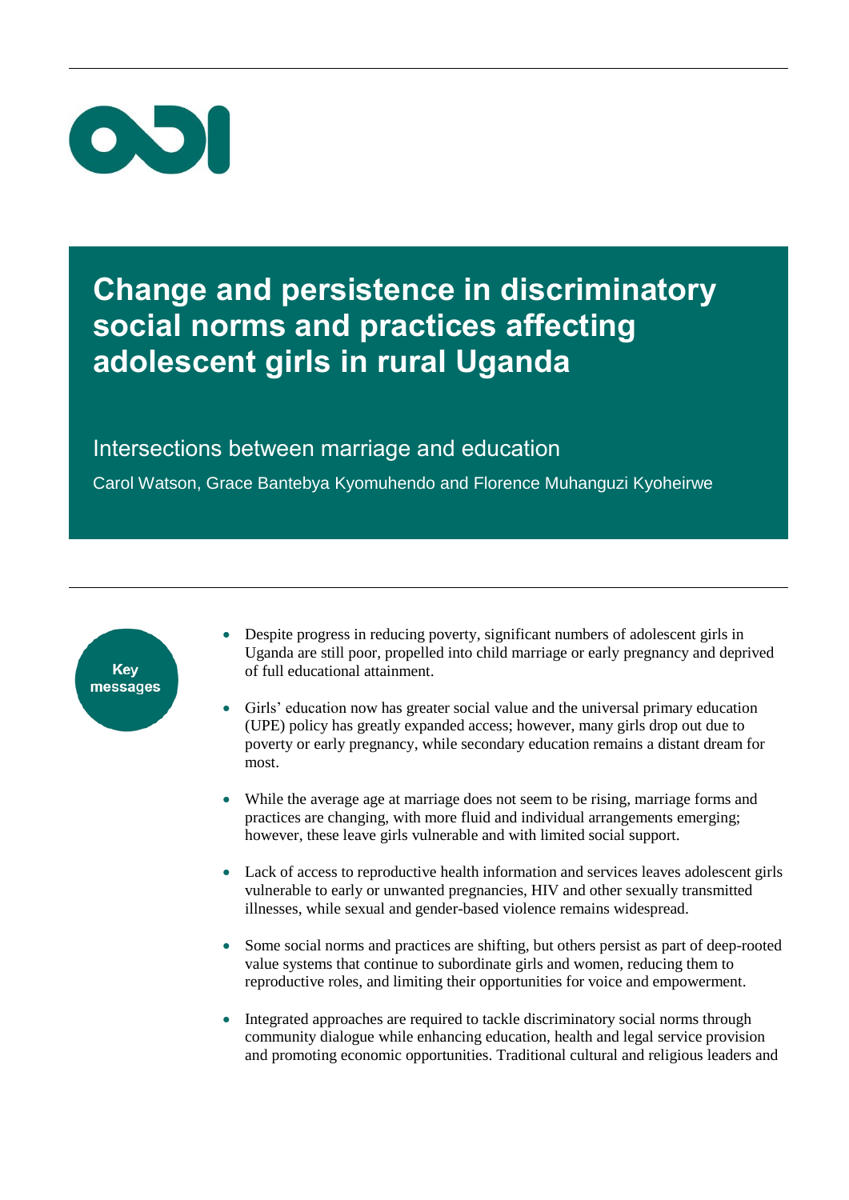# Change and persistence in discriminatory social norms and practices affecting adolescent girls in rural Uganda

## Intersections between marriage and education

Carol Watson, Grace Bantebya Kyomuhendo and Florence Muhanguzi Kyoheirwe

**Key messages**

- Despite progress in reducing poverty, significant numbers of adolescent girls in Uganda are still poor, propelled into child marriage or early pregnancy and deprived of full educational attainment.
- Girls' education now has greater social value and the universal primary education (UPE) policy has greatly expanded access; however, many girls drop out due to poverty or early pregnancy, while secondary education remains a distant dream for most.
- While the average age at marriage does not seem to be rising, marriage forms and practices are changing, with more fluid and individual arrangements emerging; however, these leave girls vulnerable and with limited social support.
- Lack of access to reproductive health information and services leaves adolescent girls vulnerable to early or unwanted pregnancies, HIV and other sexually transmitted illnesses, while sexual and gender-based violence remains widespread.
- Some social norms and practices are shifting, but others persist as part of deep-rooted value systems that continue to subordinate girls and women, reducing them to reproductive roles, and limiting their opportunities for voice and empowerment.
- Integrated approaches are required to tackle discriminatory social norms through community dialogue while enhancing education, health and legal service provision and promoting economic opportunities. Traditional cultural and religious leaders and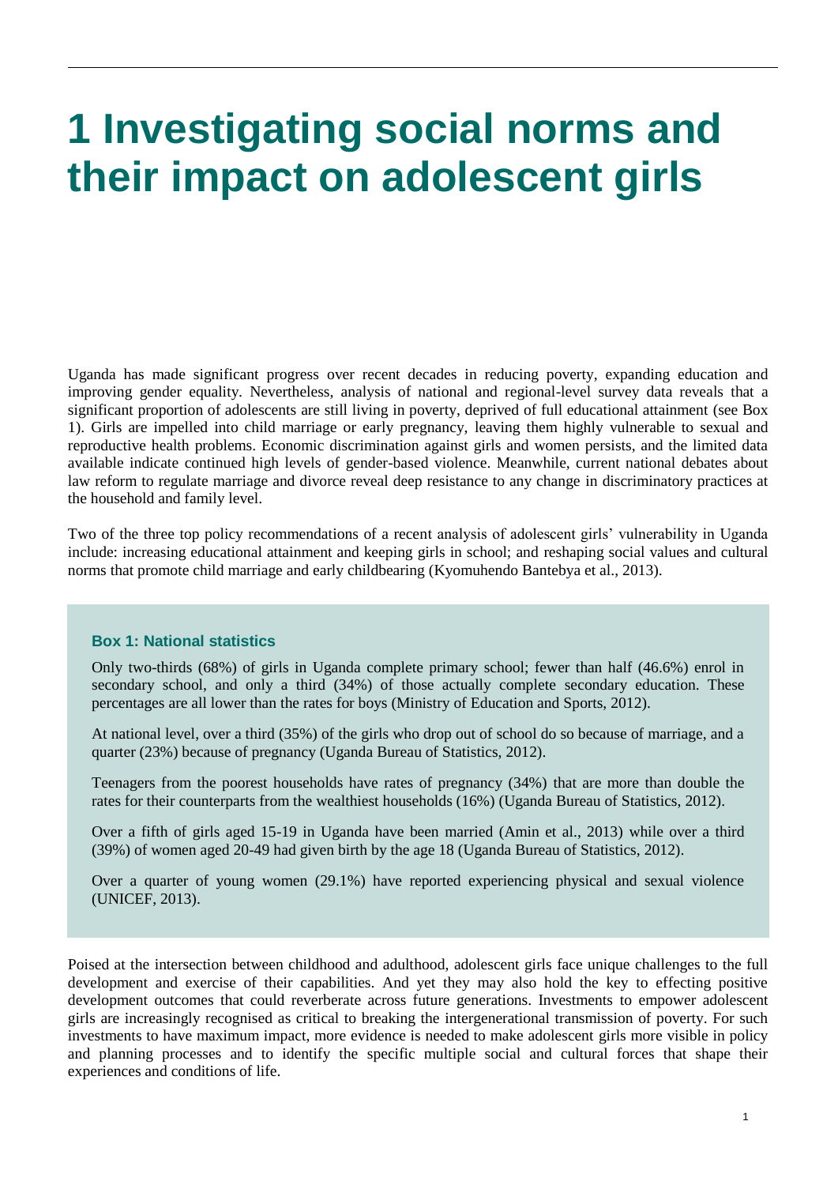# 1 Investigating social norms and their impact on adolescent girls

Uganda has made significant progress over recent decades in reducing poverty, expanding education and improving gender equality. Nevertheless, analysis of national and regional-level survey data reveals that a significant proportion of adolescents are still living in poverty, deprived of full educational attainment (see Box 1). Girls are impelled into child marriage or early pregnancy, leaving them highly vulnerable to sexual and reproductive health problems. Economic discrimination against girls and women persists, and the limited data available indicate continued high levels of gender-based violence. Meanwhile, current national debates about law reform to regulate marriage and divorce reveal deep resistance to any change in discriminatory practices at the household and family level.

Two of the three top policy recommendations of a recent analysis of adolescent girls' vulnerability in Uganda include: increasing educational attainment and keeping girls in school; and reshaping social values and cultural norms that promote child marriage and early childbearing (Kyomuhendo Bantebya et al., 2013).

**Box 1: National statistics**

Only two-thirds (68%) of girls in Uganda complete primary school; fewer than half (46.6%) enrol in secondary school, and only a third (34%) of those actually complete secondary education. These percentages are all lower than the rates for boys (Ministry of Education and Sports, 2012).

At national level, over a third (35%) of the girls who drop out of school do so because of marriage, and a quarter (23%) because of pregnancy (Uganda Bureau of Statistics, 2012).

Teenagers from the poorest households have rates of pregnancy (34%) that are more than double the rates for their counterparts from the wealthiest households (16%) (Uganda Bureau of Statistics, 2012).

Over a fifth of girls aged 15-19 in Uganda have been married (Amin et al., 2013) while over a third (39%) of women aged 20-49 had given birth by the age 18 (Uganda Bureau of Statistics, 2012).

Over a quarter of young women (29.1%) have reported experiencing physical and sexual violence (UNICEF, 2013).

Poised at the intersection between childhood and adulthood, adolescent girls face unique challenges to the full development and exercise of their capabilities. And yet they may also hold the key to effecting positive development outcomes that could reverberate across future generations. Investments to empower adolescent girls are increasingly recognised as critical to breaking the intergenerational transmission of poverty. For such investments to have maximum impact, more evidence is needed to make adolescent girls more visible in policy and planning processes and to identify the specific multiple social and cultural forces that shape their experiences and conditions of life.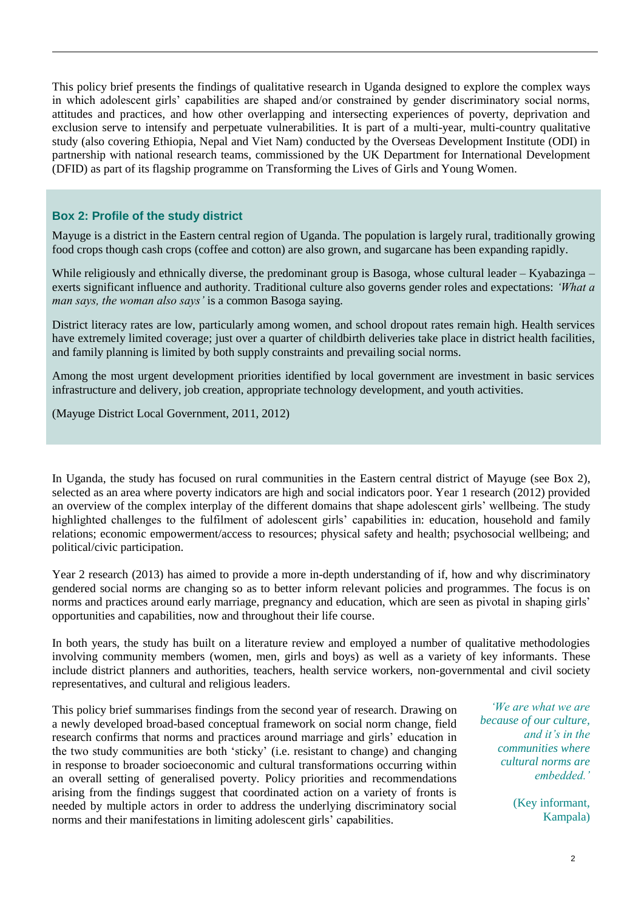This policy brief presents the findings of qualitative research in Uganda designed to explore the complex ways in which adolescent girls' capabilities are shaped and/or constrained by gender discriminatory social norms, attitudes and practices, and how other overlapping and intersecting experiences of poverty, deprivation and exclusion serve to intensify and perpetuate vulnerabilities. It is part of a multi-year, multi-country qualitative study (also covering Ethiopia, Nepal and Viet Nam) conducted by the Overseas Development Institute (ODI) in partnership with national research teams, commissioned by the UK Department for International Development (DFID) as part of its flagship programme on Transforming the Lives of Girls and Young Women.

> **Box 2: Profile of the study district**
>
> Mayuge is a district in the Eastern central region of Uganda. The population is largely rural, traditionally growing food crops though cash crops (coffee and cotton) are also grown, and sugarcane has been expanding rapidly.
>
> While religiously and ethnically diverse, the predominant group is Basoga, whose cultural leader – Kyabazinga – exerts significant influence and authority. Traditional culture also governs gender roles and expectations: *'What a man says, the woman also says'* is a common Basoga saying.
>
> District literacy rates are low, particularly among women, and school dropout rates remain high. Health services have extremely limited coverage; just over a quarter of childbirth deliveries take place in district health facilities, and family planning is limited by both supply constraints and prevailing social norms.
>
> Among the most urgent development priorities identified by local government are investment in basic services infrastructure and delivery, job creation, appropriate technology development, and youth activities.
>
> (Mayuge District Local Government, 2011, 2012)

In Uganda, the study has focused on rural communities in the Eastern central district of Mayuge (see Box 2), selected as an area where poverty indicators are high and social indicators poor. Year 1 research (2012) provided an overview of the complex interplay of the different domains that shape adolescent girls' wellbeing. The study highlighted challenges to the fulfilment of adolescent girls' capabilities in: education, household and family relations; economic empowerment/access to resources; physical safety and health; psychosocial wellbeing; and political/civic participation.

Year 2 research (2013) has aimed to provide a more in-depth understanding of if, how and why discriminatory gendered social norms are changing so as to better inform relevant policies and programmes. The focus is on norms and practices around early marriage, pregnancy and education, which are seen as pivotal in shaping girls' opportunities and capabilities, now and throughout their life course.

In both years, the study has built on a literature review and employed a number of qualitative methodologies involving community members (women, men, girls and boys) as well as a variety of key informants. These include district planners and authorities, teachers, health service workers, non-governmental and civil society representatives, and cultural and religious leaders.

This policy brief summarises findings from the second year of research. Drawing on a newly developed broad-based conceptual framework on social norm change, field research confirms that norms and practices around marriage and girls' education in the two study communities are both 'sticky' (i.e. resistant to change) and changing in response to broader socioeconomic and cultural transformations occurring within an overall setting of generalised poverty. Policy priorities and recommendations arising from the findings suggest that coordinated action on a variety of fronts is needed by multiple actors in order to address the underlying discriminatory social norms and their manifestations in limiting adolescent girls' capabilities.

> *'We are what we are because of our culture, and it's in the communities where cultural norms are embedded.'*
>
> (Key informant, Kampala)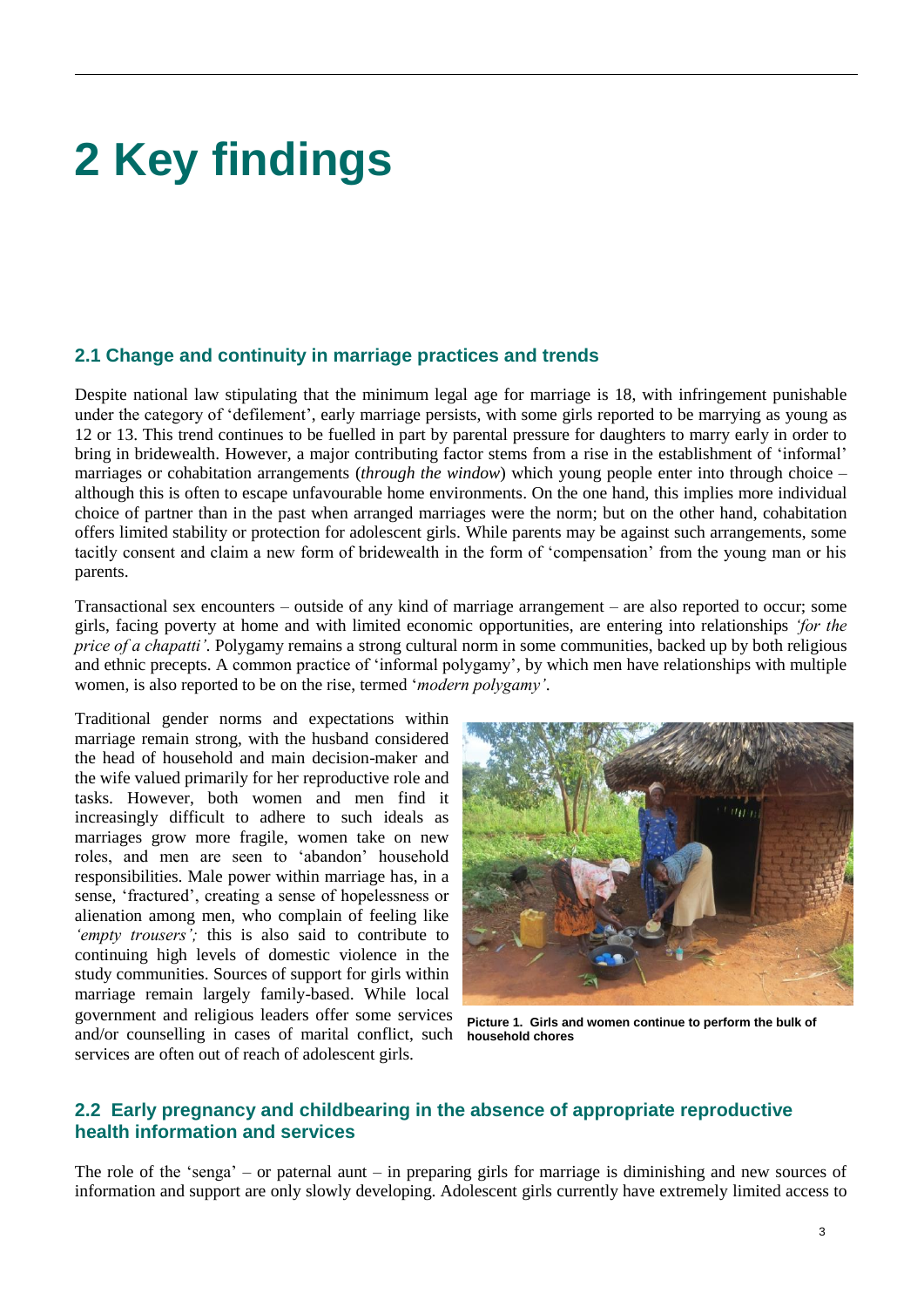# 2 Key findings

## 2.1 Change and continuity in marriage practices and trends

Despite national law stipulating that the minimum legal age for marriage is 18, with infringement punishable under the category of 'defilement', early marriage persists, with some girls reported to be marrying as young as 12 or 13. This trend continues to be fuelled in part by parental pressure for daughters to marry early in order to bring in bridewealth. However, a major contributing factor stems from a rise in the establishment of 'informal' marriages or cohabitation arrangements (*through the window*) which young people enter into through choice – although this is often to escape unfavourable home environments. On the one hand, this implies more individual choice of partner than in the past when arranged marriages were the norm; but on the other hand, cohabitation offers limited stability or protection for adolescent girls. While parents may be against such arrangements, some tacitly consent and claim a new form of bridewealth in the form of 'compensation' from the young man or his parents.

Transactional sex encounters – outside of any kind of marriage arrangement – are also reported to occur; some girls, facing poverty at home and with limited economic opportunities, are entering into relationships *'for the price of a chapatti'*. Polygamy remains a strong cultural norm in some communities, backed up by both religious and ethnic precepts. A common practice of 'informal polygamy', by which men have relationships with multiple women, is also reported to be on the rise, termed '*modern polygamy'*.

Traditional gender norms and expectations within marriage remain strong, with the husband considered the head of household and main decision-maker and the wife valued primarily for her reproductive role and tasks. However, both women and men find it increasingly difficult to adhere to such ideals as marriages grow more fragile, women take on new roles, and men are seen to 'abandon' household responsibilities. Male power within marriage has, in a sense, 'fractured', creating a sense of hopelessness or alienation among men, who complain of feeling like *'empty trousers';* this is also said to contribute to continuing high levels of domestic violence in the study communities. Sources of support for girls within marriage remain largely family-based. While local government and religious leaders offer some services and/or counselling in cases of marital conflict, such services are often out of reach of adolescent girls.

**Picture 1. Girls and women continue to perform the bulk of household chores**

## 2.2 Early pregnancy and childbearing in the absence of appropriate reproductive health information and services

The role of the 'senga' – or paternal aunt – in preparing girls for marriage is diminishing and new sources of information and support are only slowly developing. Adolescent girls currently have extremely limited access to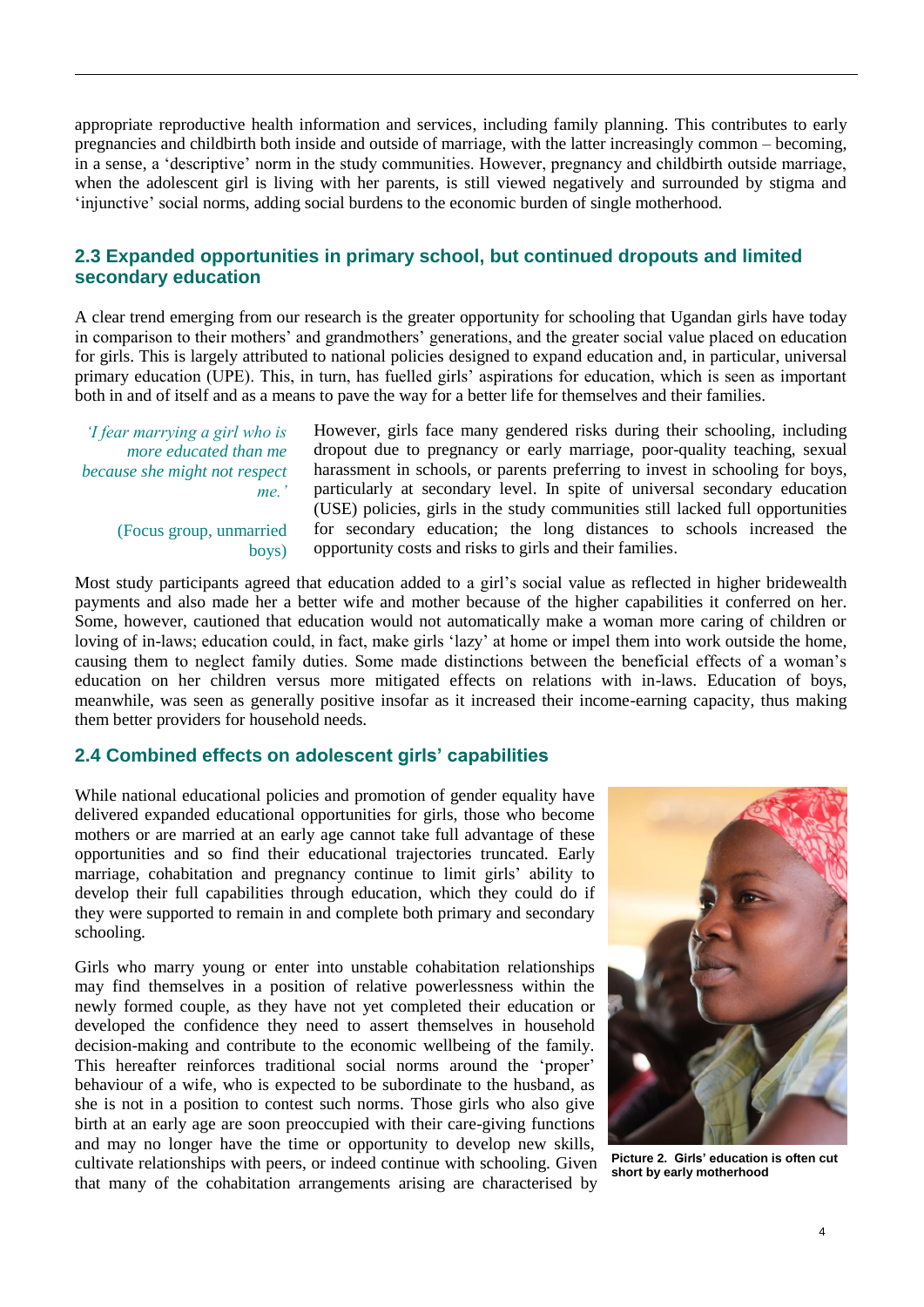appropriate reproductive health information and services, including family planning. This contributes to early pregnancies and childbirth both inside and outside of marriage, with the latter increasingly common – becoming, in a sense, a 'descriptive' norm in the study communities. However, pregnancy and childbirth outside marriage, when the adolescent girl is living with her parents, is still viewed negatively and surrounded by stigma and 'injunctive' social norms, adding social burdens to the economic burden of single motherhood.

## 2.3 Expanded opportunities in primary school, but continued dropouts and limited secondary education

A clear trend emerging from our research is the greater opportunity for schooling that Ugandan girls have today in comparison to their mothers' and grandmothers' generations, and the greater social value placed on education for girls. This is largely attributed to national policies designed to expand education and, in particular, universal primary education (UPE). This, in turn, has fuelled girls' aspirations for education, which is seen as important both in and of itself and as a means to pave the way for a better life for themselves and their families.

> *'I fear marrying a girl who is more educated than me because she might not respect me.'*
>
> (Focus group, unmarried boys)

However, girls face many gendered risks during their schooling, including dropout due to pregnancy or early marriage, poor-quality teaching, sexual harassment in schools, or parents preferring to invest in schooling for boys, particularly at secondary level. In spite of universal secondary education (USE) policies, girls in the study communities still lacked full opportunities for secondary education; the long distances to schools increased the opportunity costs and risks to girls and their families.

Most study participants agreed that education added to a girl's social value as reflected in higher bridewealth payments and also made her a better wife and mother because of the higher capabilities it conferred on her. Some, however, cautioned that education would not automatically make a woman more caring of children or loving of in-laws; education could, in fact, make girls 'lazy' at home or impel them into work outside the home, causing them to neglect family duties. Some made distinctions between the beneficial effects of a woman's education on her children versus more mitigated effects on relations with in-laws. Education of boys, meanwhile, was seen as generally positive insofar as it increased their income-earning capacity, thus making them better providers for household needs.

## 2.4 Combined effects on adolescent girls' capabilities

While national educational policies and promotion of gender equality have delivered expanded educational opportunities for girls, those who become mothers or are married at an early age cannot take full advantage of these opportunities and so find their educational trajectories truncated. Early marriage, cohabitation and pregnancy continue to limit girls' ability to develop their full capabilities through education, which they could do if they were supported to remain in and complete both primary and secondary schooling.

Girls who marry young or enter into unstable cohabitation relationships may find themselves in a position of relative powerlessness within the newly formed couple, as they have not yet completed their education or developed the confidence they need to assert themselves in household decision-making and contribute to the economic wellbeing of the family. This hereafter reinforces traditional social norms around the 'proper' behaviour of a wife, who is expected to be subordinate to the husband, as she is not in a position to contest such norms. Those girls who also give birth at an early age are soon preoccupied with their care-giving functions and may no longer have the time or opportunity to develop new skills, cultivate relationships with peers, or indeed continue with schooling. Given that many of the cohabitation arrangements arising are characterised by

**Picture 2. Girls' education is often cut short by early motherhood**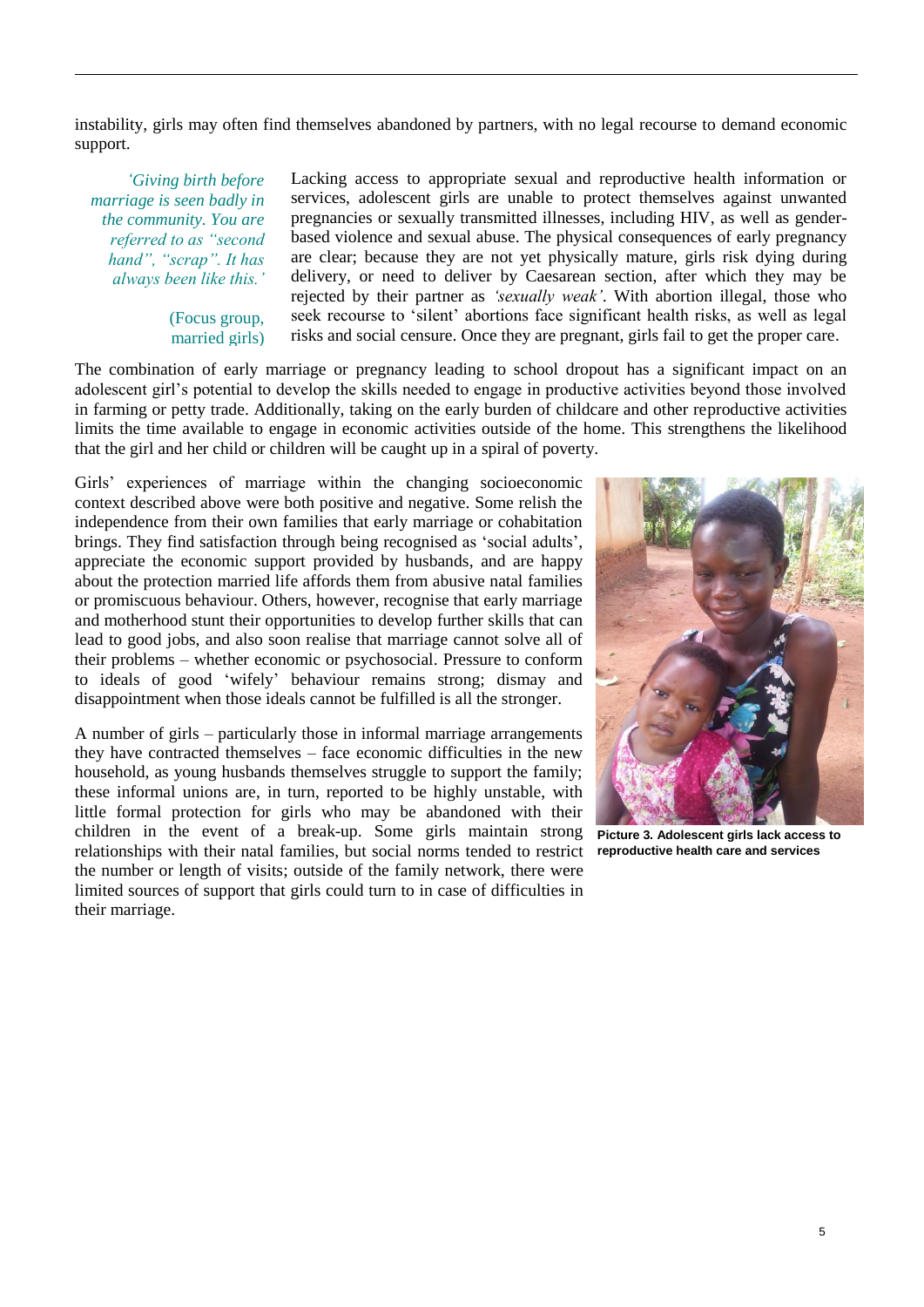instability, girls may often find themselves abandoned by partners, with no legal recourse to demand economic support.

> *'Giving birth before marriage is seen badly in the community. You are referred to as "second hand", "scrap". It has always been like this.'*
>
> (Focus group, married girls)

Lacking access to appropriate sexual and reproductive health information or services, adolescent girls are unable to protect themselves against unwanted pregnancies or sexually transmitted illnesses, including HIV, as well as gender-based violence and sexual abuse. The physical consequences of early pregnancy are clear; because they are not yet physically mature, girls risk dying during delivery, or need to deliver by Caesarean section, after which they may be rejected by their partner as *'sexually weak'*. With abortion illegal, those who seek recourse to 'silent' abortions face significant health risks, as well as legal risks and social censure. Once they are pregnant, girls fail to get the proper care.

The combination of early marriage or pregnancy leading to school dropout has a significant impact on an adolescent girl's potential to develop the skills needed to engage in productive activities beyond those involved in farming or petty trade. Additionally, taking on the early burden of childcare and other reproductive activities limits the time available to engage in economic activities outside of the home. This strengthens the likelihood that the girl and her child or children will be caught up in a spiral of poverty.

Girls' experiences of marriage within the changing socioeconomic context described above were both positive and negative. Some relish the independence from their own families that early marriage or cohabitation brings. They find satisfaction through being recognised as 'social adults', appreciate the economic support provided by husbands, and are happy about the protection married life affords them from abusive natal families or promiscuous behaviour. Others, however, recognise that early marriage and motherhood stunt their opportunities to develop further skills that can lead to good jobs, and also soon realise that marriage cannot solve all of their problems – whether economic or psychosocial. Pressure to conform to ideals of good 'wifely' behaviour remains strong; dismay and disappointment when those ideals cannot be fulfilled is all the stronger.

**Picture 3. Adolescent girls lack access to reproductive health care and services**

A number of girls – particularly those in informal marriage arrangements they have contracted themselves – face economic difficulties in the new household, as young husbands themselves struggle to support the family; these informal unions are, in turn, reported to be highly unstable, with little formal protection for girls who may be abandoned with their children in the event of a break-up. Some girls maintain strong relationships with their natal families, but social norms tended to restrict the number or length of visits; outside of the family network, there were limited sources of support that girls could turn to in case of difficulties in their marriage.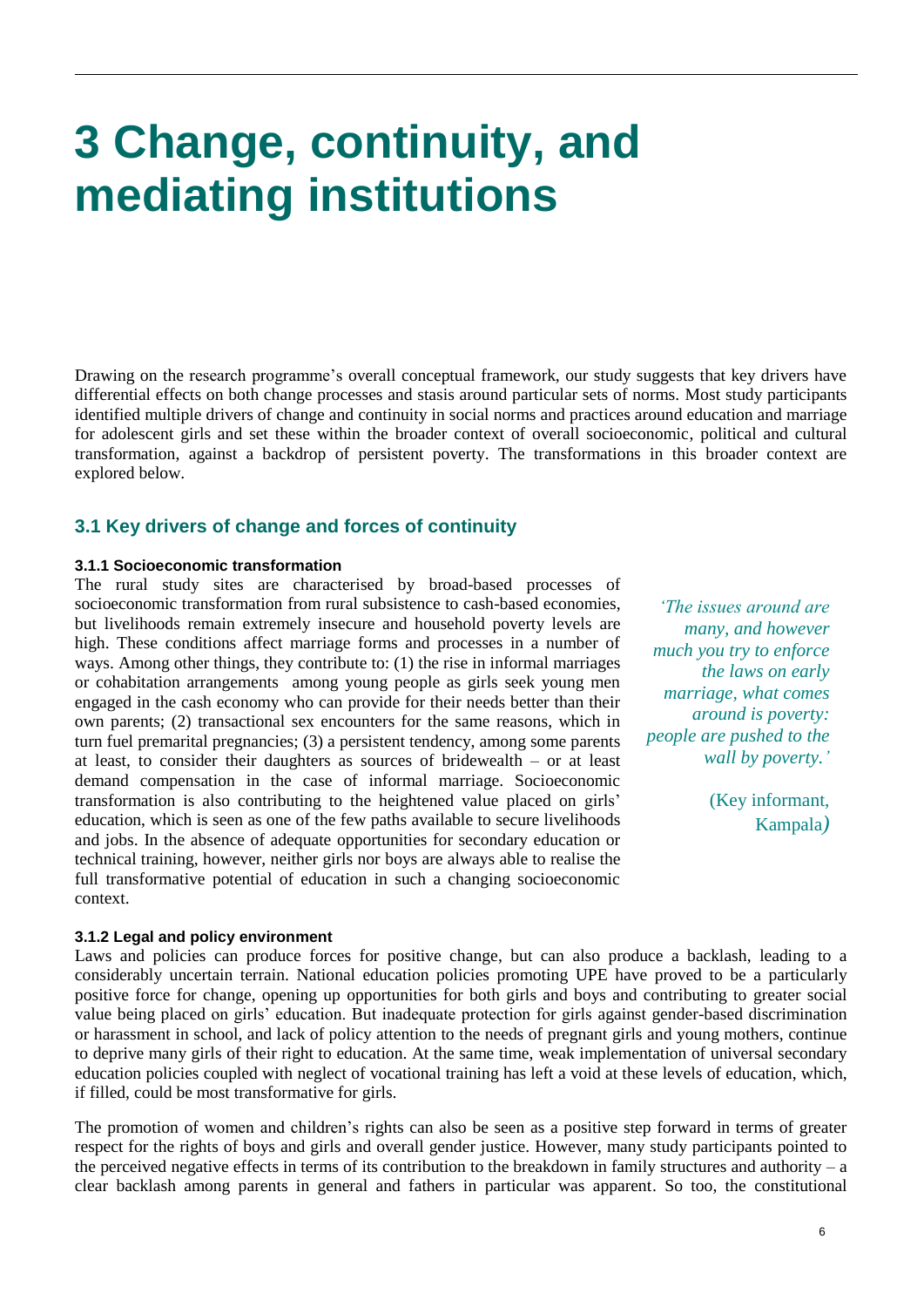# 3 Change, continuity, and mediating institutions

Drawing on the research programme's overall conceptual framework, our study suggests that key drivers have differential effects on both change processes and stasis around particular sets of norms. Most study participants identified multiple drivers of change and continuity in social norms and practices around education and marriage for adolescent girls and set these within the broader context of overall socioeconomic, political and cultural transformation, against a backdrop of persistent poverty. The transformations in this broader context are explored below.

## 3.1 Key drivers of change and forces of continuity

### 3.1.1 Socioeconomic transformation

The rural study sites are characterised by broad-based processes of socioeconomic transformation from rural subsistence to cash-based economies, but livelihoods remain extremely insecure and household poverty levels are high. These conditions affect marriage forms and processes in a number of ways. Among other things, they contribute to: (1) the rise in informal marriages or cohabitation arrangements among young people as girls seek young men engaged in the cash economy who can provide for their needs better than their own parents; (2) transactional sex encounters for the same reasons, which in turn fuel premarital pregnancies; (3) a persistent tendency, among some parents at least, to consider their daughters as sources of bridewealth – or at least demand compensation in the case of informal marriage. Socioeconomic transformation is also contributing to the heightened value placed on girls' education, which is seen as one of the few paths available to secure livelihoods and jobs. In the absence of adequate opportunities for secondary education or technical training, however, neither girls nor boys are always able to realise the full transformative potential of education in such a changing socioeconomic context.

> *'The issues around are many, and however much you try to enforce the laws on early marriage, what comes around is poverty: people are pushed to the wall by poverty.'*
>
> (Key informant, Kampala)

### 3.1.2 Legal and policy environment

Laws and policies can produce forces for positive change, but can also produce a backlash, leading to a considerably uncertain terrain. National education policies promoting UPE have proved to be a particularly positive force for change, opening up opportunities for both girls and boys and contributing to greater social value being placed on girls' education. But inadequate protection for girls against gender-based discrimination or harassment in school, and lack of policy attention to the needs of pregnant girls and young mothers, continue to deprive many girls of their right to education. At the same time, weak implementation of universal secondary education policies coupled with neglect of vocational training has left a void at these levels of education, which, if filled, could be most transformative for girls.

The promotion of women and children's rights can also be seen as a positive step forward in terms of greater respect for the rights of boys and girls and overall gender justice. However, many study participants pointed to the perceived negative effects in terms of its contribution to the breakdown in family structures and authority – a clear backlash among parents in general and fathers in particular was apparent. So too, the constitutional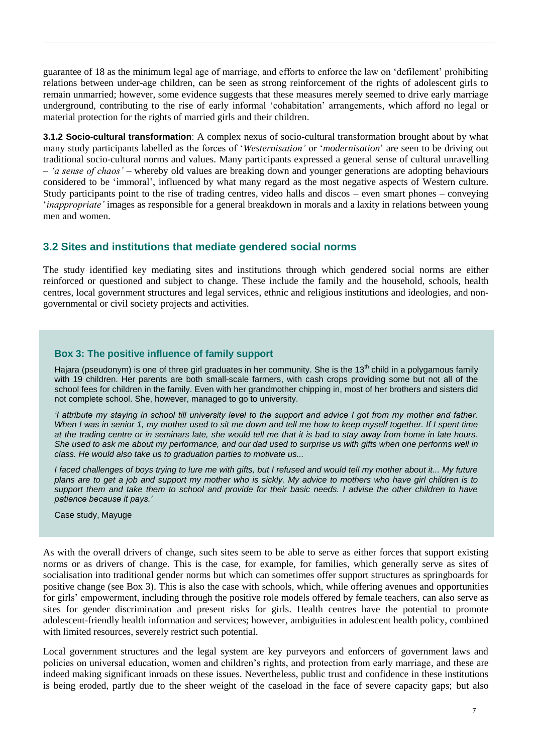guarantee of 18 as the minimum legal age of marriage, and efforts to enforce the law on 'defilement' prohibiting relations between under-age children, can be seen as strong reinforcement of the rights of adolescent girls to remain unmarried; however, some evidence suggests that these measures merely seemed to drive early marriage underground, contributing to the rise of early informal 'cohabitation' arrangements, which afford no legal or material protection for the rights of married girls and their children.

**3.1.2 Socio-cultural transformation**: A complex nexus of socio-cultural transformation brought about by what many study participants labelled as the forces of '*Westernisation'* or '*modernisation*' are seen to be driving out traditional socio-cultural norms and values. Many participants expressed a general sense of cultural unravelling – *'a sense of chaos'* – whereby old values are breaking down and younger generations are adopting behaviours considered to be 'immoral', influenced by what many regard as the most negative aspects of Western culture. Study participants point to the rise of trading centres, video halls and discos – even smart phones – conveying '*inappropriate'* images as responsible for a general breakdown in morals and a laxity in relations between young men and women.

## 3.2 Sites and institutions that mediate gendered social norms

The study identified key mediating sites and institutions through which gendered social norms are either reinforced or questioned and subject to change. These include the family and the household, schools, health centres, local government structures and legal services, ethnic and religious institutions and ideologies, and non-governmental or civil society projects and activities.

### Box 3: The positive influence of family support

Hajara (pseudonym) is one of three girl graduates in her community. She is the 13th child in a polygamous family with 19 children. Her parents are both small-scale farmers, with cash crops providing some but not all of the school fees for children in the family. Even with her grandmother chipping in, most of her brothers and sisters did not complete school. She, however, managed to go to university.

*'I attribute my staying in school till university level to the support and advice I got from my mother and father. When I was in senior 1, my mother used to sit me down and tell me how to keep myself together. If I spent time at the trading centre or in seminars late, she would tell me that it is bad to stay away from home in late hours. She used to ask me about my performance, and our dad used to surprise us with gifts when one performs well in class. He would also take us to graduation parties to motivate us...*

*I faced challenges of boys trying to lure me with gifts, but I refused and would tell my mother about it... My future plans are to get a job and support my mother who is sickly. My advice to mothers who have girl children is to support them and take them to school and provide for their basic needs. I advise the other children to have patience because it pays.'*

Case study, Mayuge

As with the overall drivers of change, such sites seem to be able to serve as either forces that support existing norms or as drivers of change. This is the case, for example, for families, which generally serve as sites of socialisation into traditional gender norms but which can sometimes offer support structures as springboards for positive change (see Box 3). This is also the case with schools, which, while offering avenues and opportunities for girls' empowerment, including through the positive role models offered by female teachers, can also serve as sites for gender discrimination and present risks for girls. Health centres have the potential to promote adolescent-friendly health information and services; however, ambiguities in adolescent health policy, combined with limited resources, severely restrict such potential.

Local government structures and the legal system are key purveyors and enforcers of government laws and policies on universal education, women and children's rights, and protection from early marriage, and these are indeed making significant inroads on these issues. Nevertheless, public trust and confidence in these institutions is being eroded, partly due to the sheer weight of the caseload in the face of severe capacity gaps; but also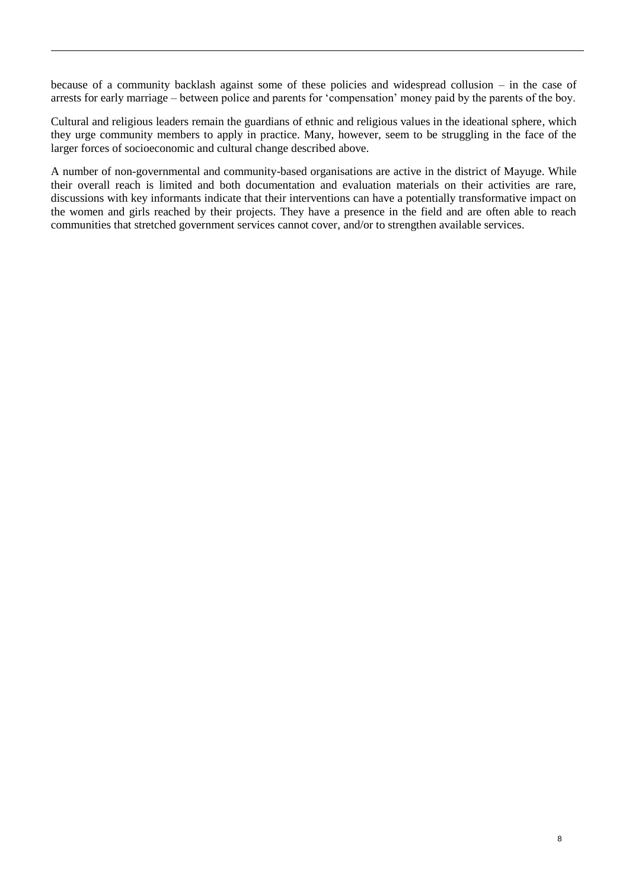because of a community backlash against some of these policies and widespread collusion – in the case of arrests for early marriage – between police and parents for 'compensation' money paid by the parents of the boy.

Cultural and religious leaders remain the guardians of ethnic and religious values in the ideational sphere, which they urge community members to apply in practice. Many, however, seem to be struggling in the face of the larger forces of socioeconomic and cultural change described above.

A number of non-governmental and community-based organisations are active in the district of Mayuge. While their overall reach is limited and both documentation and evaluation materials on their activities are rare, discussions with key informants indicate that their interventions can have a potentially transformative impact on the women and girls reached by their projects. They have a presence in the field and are often able to reach communities that stretched government services cannot cover, and/or to strengthen available services.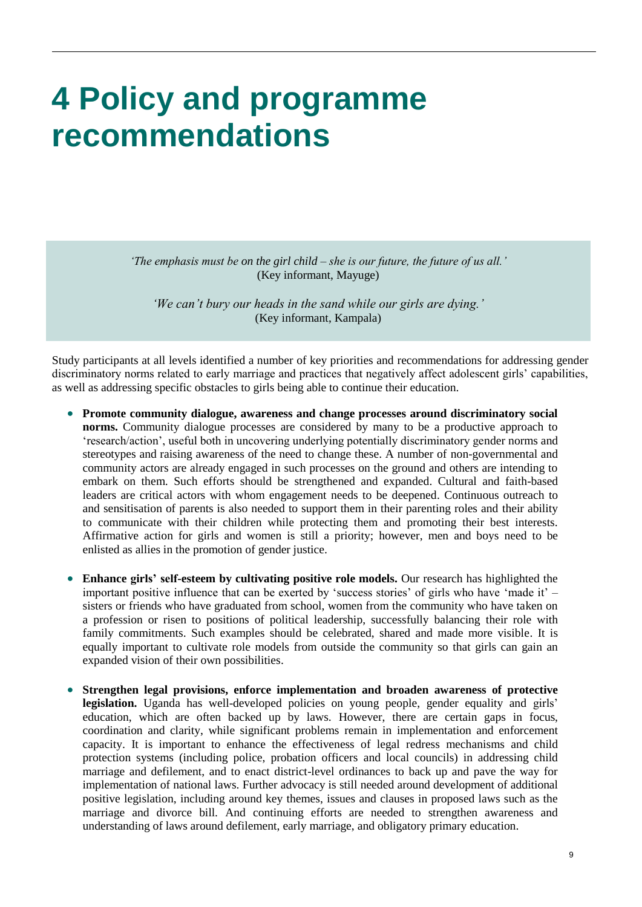# 4 Policy and programme recommendations

> *'The emphasis must be on the girl child – she is our future, the future of us all.'*
> (Key informant, Mayuge)
>
> *'We can't bury our heads in the sand while our girls are dying.'*
> (Key informant, Kampala)

Study participants at all levels identified a number of key priorities and recommendations for addressing gender discriminatory norms related to early marriage and practices that negatively affect adolescent girls' capabilities, as well as addressing specific obstacles to girls being able to continue their education.

- **Promote community dialogue, awareness and change processes around discriminatory social norms.** Community dialogue processes are considered by many to be a productive approach to 'research/action', useful both in uncovering underlying potentially discriminatory gender norms and stereotypes and raising awareness of the need to change these. A number of non-governmental and community actors are already engaged in such processes on the ground and others are intending to embark on them. Such efforts should be strengthened and expanded. Cultural and faith-based leaders are critical actors with whom engagement needs to be deepened. Continuous outreach to and sensitisation of parents is also needed to support them in their parenting roles and their ability to communicate with their children while protecting them and promoting their best interests. Affirmative action for girls and women is still a priority; however, men and boys need to be enlisted as allies in the promotion of gender justice.

- **Enhance girls' self-esteem by cultivating positive role models.** Our research has highlighted the important positive influence that can be exerted by 'success stories' of girls who have 'made it' – sisters or friends who have graduated from school, women from the community who have taken on a profession or risen to positions of political leadership, successfully balancing their role with family commitments. Such examples should be celebrated, shared and made more visible. It is equally important to cultivate role models from outside the community so that girls can gain an expanded vision of their own possibilities.

- **Strengthen legal provisions, enforce implementation and broaden awareness of protective legislation.** Uganda has well-developed policies on young people, gender equality and girls' education, which are often backed up by laws. However, there are certain gaps in focus, coordination and clarity, while significant problems remain in implementation and enforcement capacity. It is important to enhance the effectiveness of legal redress mechanisms and child protection systems (including police, probation officers and local councils) in addressing child marriage and defilement, and to enact district-level ordinances to back up and pave the way for implementation of national laws. Further advocacy is still needed around development of additional positive legislation, including around key themes, issues and clauses in proposed laws such as the marriage and divorce bill. And continuing efforts are needed to strengthen awareness and understanding of laws around defilement, early marriage, and obligatory primary education.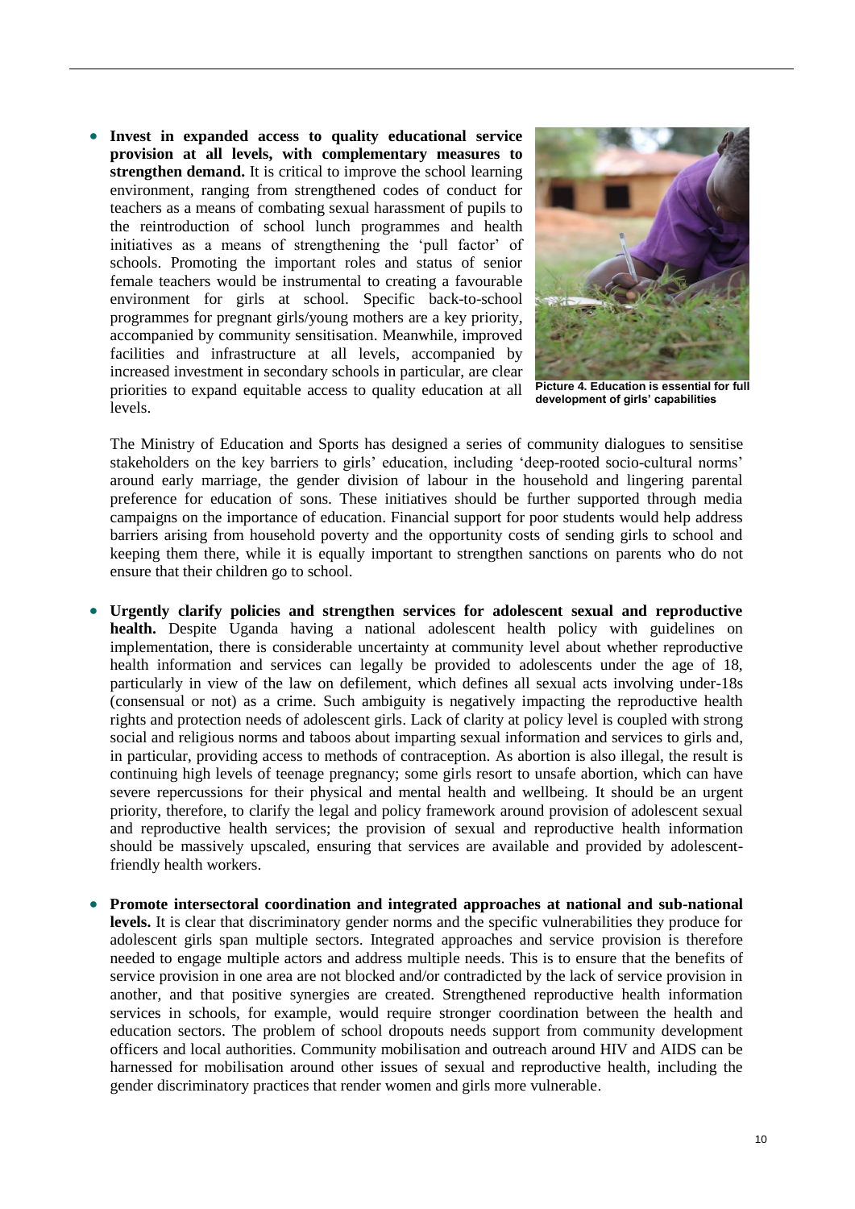- **Invest in expanded access to quality educational service provision at all levels, with complementary measures to strengthen demand.** It is critical to improve the school learning environment, ranging from strengthened codes of conduct for teachers as a means of combating sexual harassment of pupils to the reintroduction of school lunch programmes and health initiatives as a means of strengthening the 'pull factor' of schools. Promoting the important roles and status of senior female teachers would be instrumental to creating a favourable environment for girls at school. Specific back-to-school programmes for pregnant girls/young mothers are a key priority, accompanied by community sensitisation. Meanwhile, improved facilities and infrastructure at all levels, accompanied by increased investment in secondary schools in particular, are clear priorities to expand equitable access to quality education at all levels.

**Picture 4. Education is essential for full development of girls' capabilities**

The Ministry of Education and Sports has designed a series of community dialogues to sensitise stakeholders on the key barriers to girls' education, including 'deep-rooted socio-cultural norms' around early marriage, the gender division of labour in the household and lingering parental preference for education of sons. These initiatives should be further supported through media campaigns on the importance of education. Financial support for poor students would help address barriers arising from household poverty and the opportunity costs of sending girls to school and keeping them there, while it is equally important to strengthen sanctions on parents who do not ensure that their children go to school.

- **Urgently clarify policies and strengthen services for adolescent sexual and reproductive health.** Despite Uganda having a national adolescent health policy with guidelines on implementation, there is considerable uncertainty at community level about whether reproductive health information and services can legally be provided to adolescents under the age of 18, particularly in view of the law on defilement, which defines all sexual acts involving under-18s (consensual or not) as a crime. Such ambiguity is negatively impacting the reproductive health rights and protection needs of adolescent girls. Lack of clarity at policy level is coupled with strong social and religious norms and taboos about imparting sexual information and services to girls and, in particular, providing access to methods of contraception. As abortion is also illegal, the result is continuing high levels of teenage pregnancy; some girls resort to unsafe abortion, which can have severe repercussions for their physical and mental health and wellbeing. It should be an urgent priority, therefore, to clarify the legal and policy framework around provision of adolescent sexual and reproductive health services; the provision of sexual and reproductive health information should be massively upscaled, ensuring that services are available and provided by adolescent-friendly health workers.

- **Promote intersectoral coordination and integrated approaches at national and sub-national levels.** It is clear that discriminatory gender norms and the specific vulnerabilities they produce for adolescent girls span multiple sectors. Integrated approaches and service provision is therefore needed to engage multiple actors and address multiple needs. This is to ensure that the benefits of service provision in one area are not blocked and/or contradicted by the lack of service provision in another, and that positive synergies are created. Strengthened reproductive health information services in schools, for example, would require stronger coordination between the health and education sectors. The problem of school dropouts needs support from community development officers and local authorities. Community mobilisation and outreach around HIV and AIDS can be harnessed for mobilisation around other issues of sexual and reproductive health, including the gender discriminatory practices that render women and girls more vulnerable.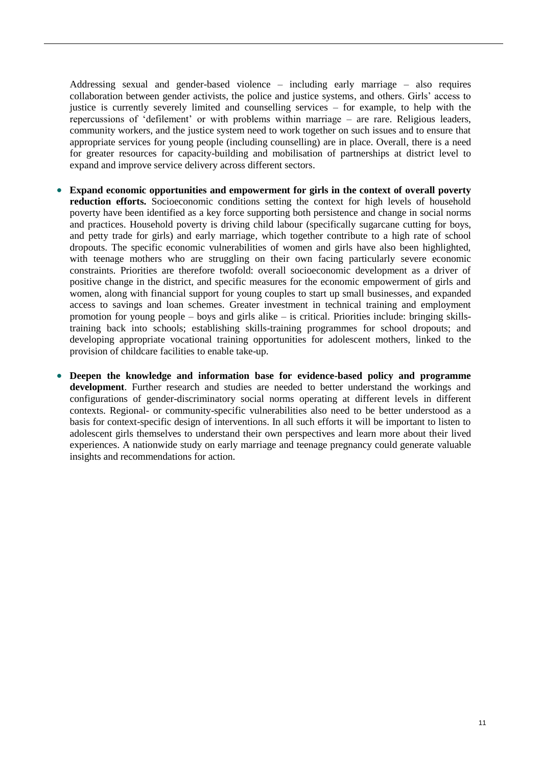Addressing sexual and gender-based violence – including early marriage – also requires collaboration between gender activists, the police and justice systems, and others. Girls' access to justice is currently severely limited and counselling services – for example, to help with the repercussions of 'defilement' or with problems within marriage – are rare. Religious leaders, community workers, and the justice system need to work together on such issues and to ensure that appropriate services for young people (including counselling) are in place. Overall, there is a need for greater resources for capacity-building and mobilisation of partnerships at district level to expand and improve service delivery across different sectors.

- **Expand economic opportunities and empowerment for girls in the context of overall poverty reduction efforts.** Socioeconomic conditions setting the context for high levels of household poverty have been identified as a key force supporting both persistence and change in social norms and practices. Household poverty is driving child labour (specifically sugarcane cutting for boys, and petty trade for girls) and early marriage, which together contribute to a high rate of school dropouts. The specific economic vulnerabilities of women and girls have also been highlighted, with teenage mothers who are struggling on their own facing particularly severe economic constraints. Priorities are therefore twofold: overall socioeconomic development as a driver of positive change in the district, and specific measures for the economic empowerment of girls and women, along with financial support for young couples to start up small businesses, and expanded access to savings and loan schemes. Greater investment in technical training and employment promotion for young people – boys and girls alike – is critical. Priorities include: bringing skills-training back into schools; establishing skills-training programmes for school dropouts; and developing appropriate vocational training opportunities for adolescent mothers, linked to the provision of childcare facilities to enable take-up.

- **Deepen the knowledge and information base for evidence-based policy and programme development**. Further research and studies are needed to better understand the workings and configurations of gender-discriminatory social norms operating at different levels in different contexts. Regional- or community-specific vulnerabilities also need to be better understood as a basis for context-specific design of interventions. In all such efforts it will be important to listen to adolescent girls themselves to understand their own perspectives and learn more about their lived experiences. A nationwide study on early marriage and teenage pregnancy could generate valuable insights and recommendations for action.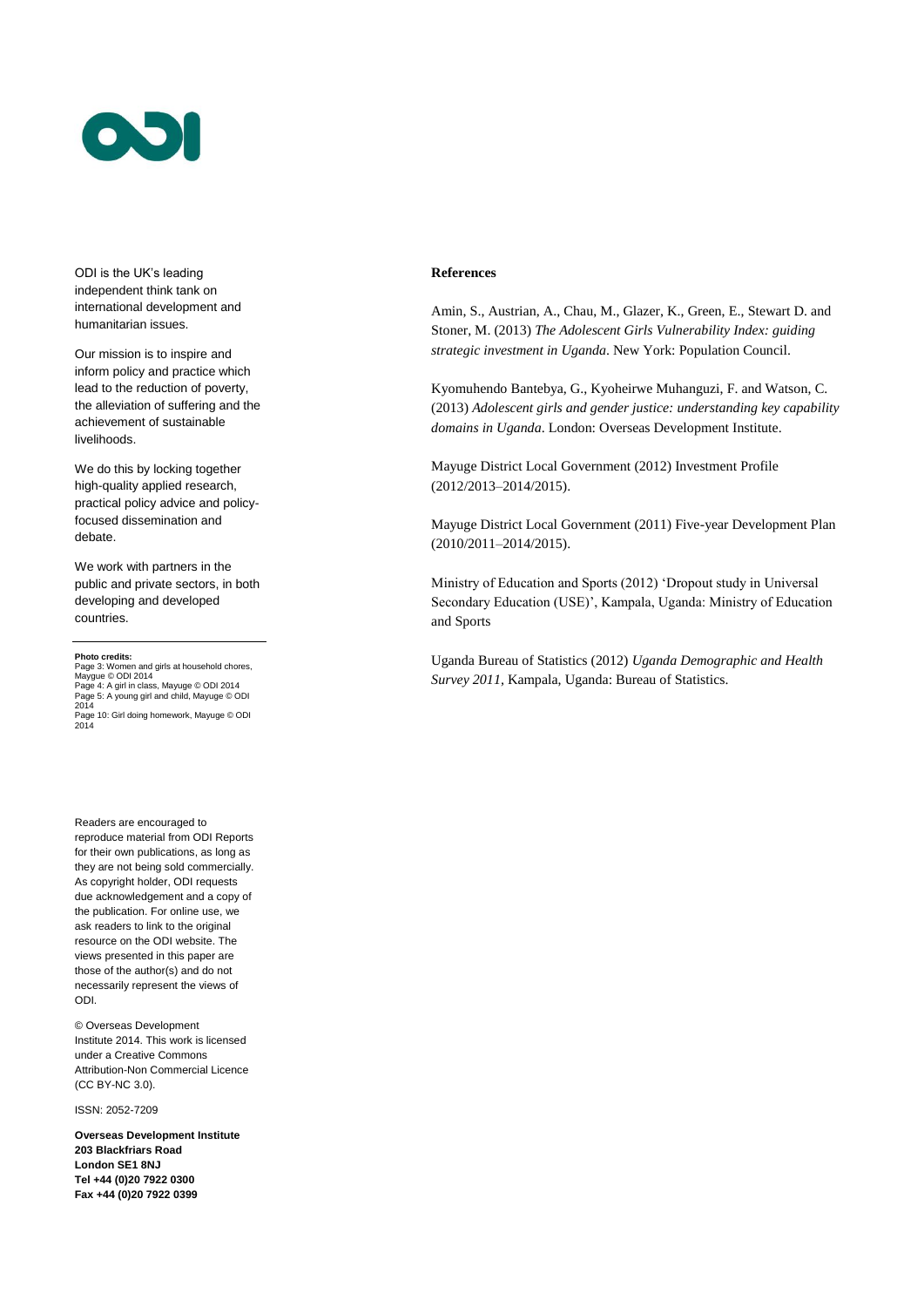ODI is the UK's leading independent think tank on international development and humanitarian issues.

Our mission is to inspire and inform policy and practice which lead to the reduction of poverty, the alleviation of suffering and the achievement of sustainable livelihoods.

We do this by locking together high-quality applied research, practical policy advice and policy-focused dissemination and debate.

We work with partners in the public and private sectors, in both developing and developed countries.

**Photo credits:**
Page 3: Women and girls at household chores, Maygue © ODI 2014
Page 4: A girl in class, Mayuge © ODI 2014
Page 5: A young girl and child, Mayuge © ODI 2014
Page 10: Girl doing homework, Mayuge © ODI 2014

Readers are encouraged to reproduce material from ODI Reports for their own publications, as long as they are not being sold commercially. As copyright holder, ODI requests due acknowledgement and a copy of the publication. For online use, we ask readers to link to the original resource on the ODI website. The views presented in this paper are those of the author(s) and do not necessarily represent the views of ODI.

© Overseas Development Institute 2014. This work is licensed under a Creative Commons Attribution-Non Commercial Licence (CC BY-NC 3.0).

ISSN: 2052-7209

**Overseas Development Institute**
**203 Blackfriars Road**
**London SE1 8NJ**
**Tel +44 (0)20 7922 0300**
**Fax +44 (0)20 7922 0399**

**References**

Amin, S., Austrian, A., Chau, M., Glazer, K., Green, E., Stewart D. and Stoner, M. (2013) *The Adolescent Girls Vulnerability Index: guiding strategic investment in Uganda*. New York: Population Council.

Kyomuhendo Bantebya, G., Kyoheirwe Muhanguzi, F. and Watson, C. (2013) *Adolescent girls and gender justice: understanding key capability domains in Uganda*. London: Overseas Development Institute.

Mayuge District Local Government (2012) Investment Profile (2012/2013–2014/2015).

Mayuge District Local Government (2011) Five-year Development Plan (2010/2011–2014/2015).

Ministry of Education and Sports (2012) 'Dropout study in Universal Secondary Education (USE)', Kampala, Uganda: Ministry of Education and Sports

Uganda Bureau of Statistics (2012) *Uganda Demographic and Health Survey 2011*, Kampala, Uganda: Bureau of Statistics.